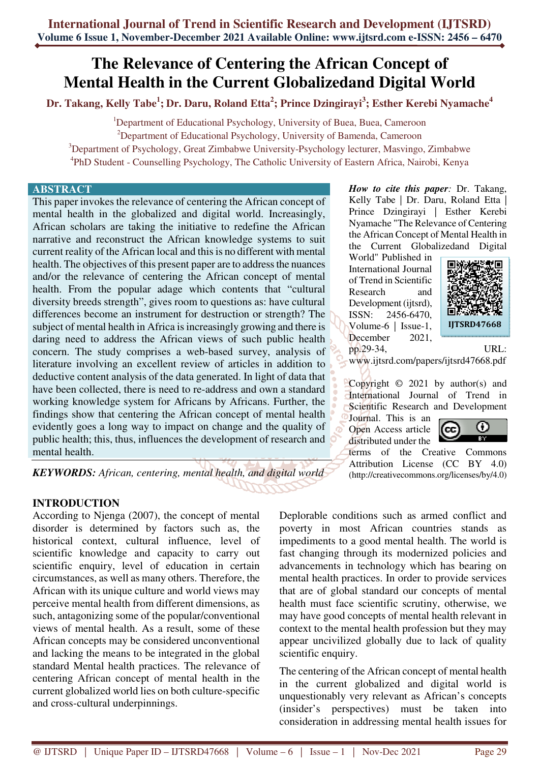# The Relevance of Centering the African Concept of Mental Health in the Current Globalizedand Digital World

**Dr. Takang, Kelly Tabe[1]; Dr. Daru, Roland Etta[2]; Prince Dzingirayi[3]; Esther Kerebi Nyamache[4]**

[1]Department of Educational Psychology, University of Buea, Buea, Cameroon
[2]Department of Educational Psychology, University of Bamenda, Cameroon
[3]Department of Psychology, Great Zimbabwe University-Psychology lecturer, Masvingo, Zimbabwe
[4]PhD Student - Counselling Psychology, The Catholic University of Eastern Africa, Nairobi, Kenya

## ABSTRACT

This paper invokes the relevance of centering the African concept of mental health in the globalized and digital world. Increasingly, African scholars are taking the initiative to redefine the African narrative and reconstruct the African knowledge systems to suit current reality of the African local and this is no different with mental health. The objectives of this present paper are to address the nuances and/or the relevance of centering the African concept of mental health. From the popular adage which contents that "cultural diversity breeds strength", gives room to questions as: have cultural differences become an instrument for destruction or strength? The subject of mental health in Africa is increasingly growing and there is daring need to address the African views of such public health concern. The study comprises a web-based survey, analysis of literature involving an excellent review of articles in addition to deductive content analysis of the data generated. In light of data that have been collected, there is need to re-address and own a standard working knowledge system for Africans by Africans. Further, the findings show that centering the African concept of mental health evidently goes a long way to impact on change and the quality of public health; this, thus, influences the development of research and mental health.

***KEYWORDS:*** *African, centering, mental health, and digital world*

***How to cite this paper:*** Dr. Takang, Kelly Tabe | Dr. Daru, Roland Etta | Prince Dzingirayi | Esther Kerebi Nyamache "The Relevance of Centering the African Concept of Mental Health in the Current Globalizedand Digital World" Published in International Journal of Trend in Scientific Research and Development (ijtsrd), ISSN: 2456-6470, Volume-6 | Issue-1, December 2021, pp.29-34, URL: www.ijtsrd.com/papers/ijtsrd47668.pdf

IJTSRD47668

Copyright © 2021 by author(s) and International Journal of Trend in Scientific Research and Development Journal. This is an Open Access article distributed under the terms of the Creative Commons Attribution License (CC BY 4.0) (http://creativecommons.org/licenses/by/4.0)

## INTRODUCTION

According to Njenga (2007), the concept of mental disorder is determined by factors such as, the historical context, cultural influence, level of scientific knowledge and capacity to carry out scientific enquiry, level of education in certain circumstances, as well as many others. Therefore, the African with its unique culture and world views may perceive mental health from different dimensions, as such, antagonizing some of the popular/conventional views of mental health. As a result, some of these African concepts may be considered unconventional and lacking the means to be integrated in the global standard Mental health practices. The relevance of centering African concept of mental health in the current globalized world lies on both culture-specific and cross-cultural underpinnings.

Deplorable conditions such as armed conflict and poverty in most African countries stands as impediments to a good mental health. The world is fast changing through its modernized policies and advancements in technology which has bearing on mental health practices. In order to provide services that are of global standard our concepts of mental health must face scientific scrutiny, otherwise, we may have good concepts of mental health relevant in context to the mental health profession but they may appear uncivilized globally due to lack of quality scientific enquiry.

The centering of the African concept of mental health in the current globalized and digital world is unquestionably very relevant as African's concepts (insider's perspectives) must be taken into consideration in addressing mental health issues for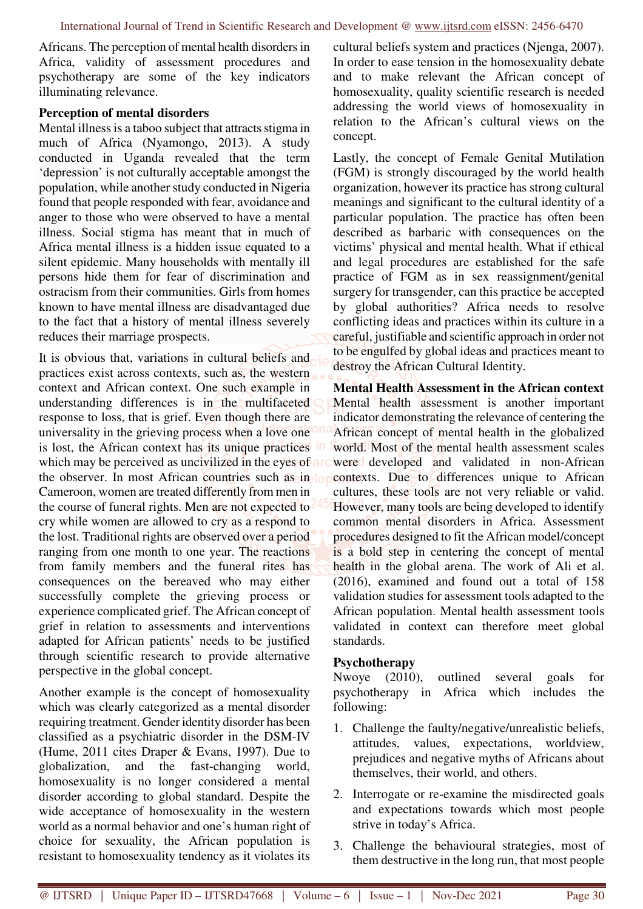Africans. The perception of mental health disorders in Africa, validity of assessment procedures and psychotherapy are some of the key indicators illuminating relevance.

**Perception of mental disorders**

Mental illness is a taboo subject that attracts stigma in much of Africa (Nyamongo, 2013). A study conducted in Uganda revealed that the term 'depression' is not culturally acceptable amongst the population, while another study conducted in Nigeria found that people responded with fear, avoidance and anger to those who were observed to have a mental illness. Social stigma has meant that in much of Africa mental illness is a hidden issue equated to a silent epidemic. Many households with mentally ill persons hide them for fear of discrimination and ostracism from their communities. Girls from homes known to have mental illness are disadvantaged due to the fact that a history of mental illness severely reduces their marriage prospects.

It is obvious that, variations in cultural beliefs and practices exist across contexts, such as, the western context and African context. One such example in understanding differences is in the multifaceted response to loss, that is grief. Even though there are universality in the grieving process when a love one is lost, the African context has its unique practices which may be perceived as uncivilized in the eyes of the observer. In most African countries such as in Cameroon, women are treated differently from men in the course of funeral rights. Men are not expected to cry while women are allowed to cry as a respond to the lost. Traditional rights are observed over a period ranging from one month to one year. The reactions from family members and the funeral rites has consequences on the bereaved who may either successfully complete the grieving process or experience complicated grief. The African concept of grief in relation to assessments and interventions adapted for African patients' needs to be justified through scientific research to provide alternative perspective in the global concept.

Another example is the concept of homosexuality which was clearly categorized as a mental disorder requiring treatment. Gender identity disorder has been classified as a psychiatric disorder in the DSM-IV (Hume, 2011 cites Draper & Evans, 1997). Due to globalization, and the fast-changing world, homosexuality is no longer considered a mental disorder according to global standard. Despite the wide acceptance of homosexuality in the western world as a normal behavior and one's human right of choice for sexuality, the African population is resistant to homosexuality tendency as it violates its cultural beliefs system and practices (Njenga, 2007). In order to ease tension in the homosexuality debate and to make relevant the African concept of homosexuality, quality scientific research is needed addressing the world views of homosexuality in relation to the African's cultural views on the concept.

Lastly, the concept of Female Genital Mutilation (FGM) is strongly discouraged by the world health organization, however its practice has strong cultural meanings and significant to the cultural identity of a particular population. The practice has often been described as barbaric with consequences on the victims' physical and mental health. What if ethical and legal procedures are established for the safe practice of FGM as in sex reassignment/genital surgery for transgender, can this practice be accepted by global authorities? Africa needs to resolve conflicting ideas and practices within its culture in a careful, justifiable and scientific approach in order not to be engulfed by global ideas and practices meant to destroy the African Cultural Identity.

**Mental Health Assessment in the African context**

Mental health assessment is another important indicator demonstrating the relevance of centering the African concept of mental health in the globalized world. Most of the mental health assessment scales were developed and validated in non-African contexts. Due to differences unique to African cultures, these tools are not very reliable or valid. However, many tools are being developed to identify common mental disorders in Africa. Assessment procedures designed to fit the African model/concept is a bold step in centering the concept of mental health in the global arena. The work of Ali et al. (2016), examined and found out a total of 158 validation studies for assessment tools adapted to the African population. Mental health assessment tools validated in context can therefore meet global standards.

**Psychotherapy**

Nwoye (2010), outlined several goals for psychotherapy in Africa which includes the following:

1. Challenge the faulty/negative/unrealistic beliefs, attitudes, values, expectations, worldview, prejudices and negative myths of Africans about themselves, their world, and others.
2. Interrogate or re-examine the misdirected goals and expectations towards which most people strive in today's Africa.
3. Challenge the behavioural strategies, most of them destructive in the long run, that most people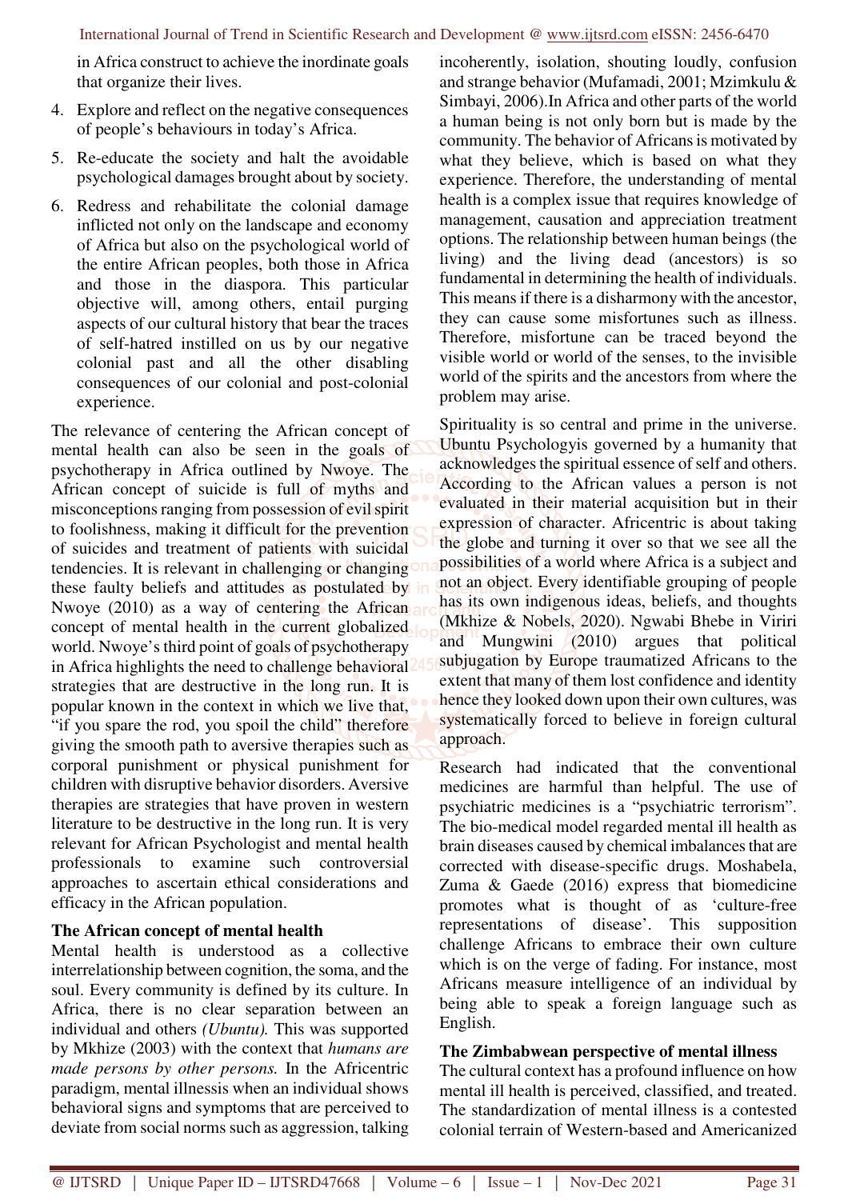in Africa construct to achieve the inordinate goals that organize their lives.

4. Explore and reflect on the negative consequences of people's behaviours in today's Africa.
5. Re-educate the society and halt the avoidable psychological damages brought about by society.
6. Redress and rehabilitate the colonial damage inflicted not only on the landscape and economy of Africa but also on the psychological world of the entire African peoples, both those in Africa and those in the diaspora. This particular objective will, among others, entail purging aspects of our cultural history that bear the traces of self-hatred instilled on us by our negative colonial past and all the other disabling consequences of our colonial and post-colonial experience.

The relevance of centering the African concept of mental health can also be seen in the goals of psychotherapy in Africa outlined by Nwoye. The African concept of suicide is full of myths and misconceptions ranging from possession of evil spirit to foolishness, making it difficult for the prevention of suicides and treatment of patients with suicidal tendencies. It is relevant in challenging or changing these faulty beliefs and attitudes as postulated by Nwoye (2010) as a way of centering the African concept of mental health in the current globalized world. Nwoye's third point of goals of psychotherapy in Africa highlights the need to challenge behavioral strategies that are destructive in the long run. It is popular known in the context in which we live that, "if you spare the rod, you spoil the child" therefore giving the smooth path to aversive therapies such as corporal punishment or physical punishment for children with disruptive behavior disorders. Aversive therapies are strategies that have proven in western literature to be destructive in the long run. It is very relevant for African Psychologist and mental health professionals to examine such controversial approaches to ascertain ethical considerations and efficacy in the African population.

### The African concept of mental health

Mental health is understood as a collective interrelationship between cognition, the soma, and the soul. Every community is defined by its culture. In Africa, there is no clear separation between an individual and others *(Ubuntu).* This was supported by Mkhize (2003) with the context that *humans are made persons by other persons.* In the Africentric paradigm, mental illnessis when an individual shows behavioral signs and symptoms that are perceived to deviate from social norms such as aggression, talking incoherently, isolation, shouting loudly, confusion and strange behavior (Mufamadi, 2001; Mzimkulu & Simbayi, 2006).In Africa and other parts of the world a human being is not only born but is made by the community. The behavior of Africans is motivated by what they believe, which is based on what they experience. Therefore, the understanding of mental health is a complex issue that requires knowledge of management, causation and appreciation treatment options. The relationship between human beings (the living) and the living dead (ancestors) is so fundamental in determining the health of individuals. This means if there is a disharmony with the ancestor, they can cause some misfortunes such as illness. Therefore, misfortune can be traced beyond the visible world or world of the senses, to the invisible world of the spirits and the ancestors from where the problem may arise.

Spirituality is so central and prime in the universe. Ubuntu Psychologyis governed by a humanity that acknowledges the spiritual essence of self and others. According to the African values a person is not evaluated in their material acquisition but in their expression of character. Africentric is about taking the globe and turning it over so that we see all the possibilities of a world where Africa is a subject and not an object. Every identifiable grouping of people has its own indigenous ideas, beliefs, and thoughts (Mkhize & Nobels, 2020). Ngwabi Bhebe in Viriri and Mungwini (2010) argues that political subjugation by Europe traumatized Africans to the extent that many of them lost confidence and identity hence they looked down upon their own cultures, was systematically forced to believe in foreign cultural approach.

Research had indicated that the conventional medicines are harmful than helpful. The use of psychiatric medicines is a "psychiatric terrorism". The bio-medical model regarded mental ill health as brain diseases caused by chemical imbalances that are corrected with disease-specific drugs. Moshabela, Zuma & Gaede (2016) express that biomedicine promotes what is thought of as 'culture-free representations of disease'. This supposition challenge Africans to embrace their own culture which is on the verge of fading. For instance, most Africans measure intelligence of an individual by being able to speak a foreign language such as English.

### The Zimbabwean perspective of mental illness

The cultural context has a profound influence on how mental ill health is perceived, classified, and treated. The standardization of mental illness is a contested colonial terrain of Western-based and Americanized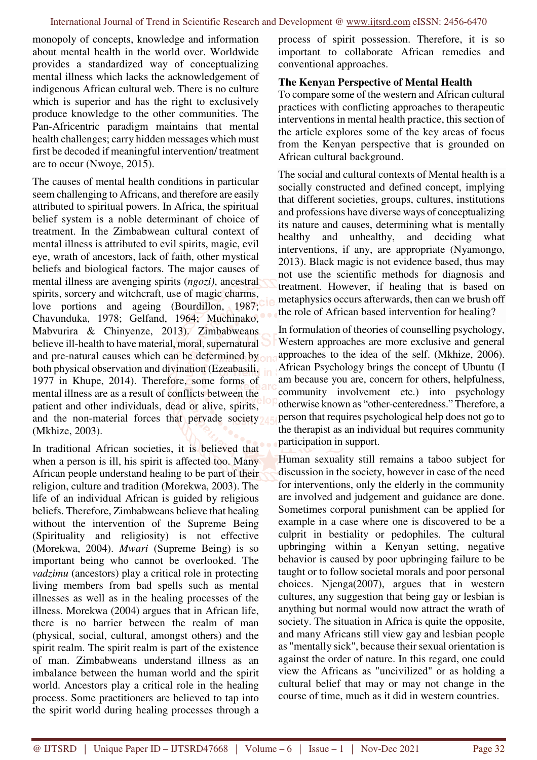monopoly of concepts, knowledge and information about mental health in the world over. Worldwide provides a standardized way of conceptualizing mental illness which lacks the acknowledgement of indigenous African cultural web. There is no culture which is superior and has the right to exclusively produce knowledge to the other communities. The Pan-Africentric paradigm maintains that mental health challenges; carry hidden messages which must first be decoded if meaningful intervention/ treatment are to occur (Nwoye, 2015).

The causes of mental health conditions in particular seem challenging to Africans, and therefore are easily attributed to spiritual powers. In Africa, the spiritual belief system is a noble determinant of choice of treatment. In the Zimbabwean cultural context of mental illness is attributed to evil spirits, magic, evil eye, wrath of ancestors, lack of faith, other mystical beliefs and biological factors. The major causes of mental illness are avenging spirits (*ngozi)*, ancestral spirits, sorcery and witchcraft, use of magic charms, love portions and ageing (Bourdillon, 1987; Chavunduka, 1978; Gelfand, 1964; Muchinako, Mabvurira & Chinyenze, 2013). Zimbabweans believe ill-health to have material, moral, supernatural and pre-natural causes which can be determined by both physical observation and divination (Ezeabasili, 1977 in Khupe, 2014). Therefore, some forms of mental illness are as a result of conflicts between the patient and other individuals, dead or alive, spirits, and the non-material forces that pervade society (Mkhize, 2003).

In traditional African societies, it is believed that when a person is ill, his spirit is affected too. Many African people understand healing to be part of their religion, culture and tradition (Morekwa, 2003). The life of an individual African is guided by religious beliefs. Therefore, Zimbabweans believe that healing without the intervention of the Supreme Being (Spirituality and religiosity) is not effective (Morekwa, 2004). *Mwari* (Supreme Being) is so important being who cannot be overlooked. The *vadzimu* (ancestors) play a critical role in protecting living members from bad spells such as mental illnesses as well as in the healing processes of the illness. Morekwa (2004) argues that in African life, there is no barrier between the realm of man (physical, social, cultural, amongst others) and the spirit realm. The spirit realm is part of the existence of man. Zimbabweans understand illness as an imbalance between the human world and the spirit world. Ancestors play a critical role in the healing process. Some practitioners are believed to tap into the spirit world during healing processes through a process of spirit possession. Therefore, it is so important to collaborate African remedies and conventional approaches.

**The Kenyan Perspective of Mental Health**

To compare some of the western and African cultural practices with conflicting approaches to therapeutic interventions in mental health practice, this section of the article explores some of the key areas of focus from the Kenyan perspective that is grounded on African cultural background.

The social and cultural contexts of Mental health is a socially constructed and defined concept, implying that different societies, groups, cultures, institutions and professions have diverse ways of conceptualizing its nature and causes, determining what is mentally healthy and unhealthy, and deciding what interventions, if any, are appropriate (Nyamongo, 2013). Black magic is not evidence based, thus may not use the scientific methods for diagnosis and treatment. However, if healing that is based on metaphysics occurs afterwards, then can we brush off the role of African based intervention for healing?

In formulation of theories of counselling psychology, Western approaches are more exclusive and general approaches to the idea of the self. (Mkhize, 2006). African Psychology brings the concept of Ubuntu (I am because you are, concern for others, helpfulness, community involvement etc.) into psychology otherwise known as "other-centeredness." Therefore, a person that requires psychological help does not go to the therapist as an individual but requires community participation in support.

Human sexuality still remains a taboo subject for discussion in the society, however in case of the need for interventions, only the elderly in the community are involved and judgement and guidance are done. Sometimes corporal punishment can be applied for example in a case where one is discovered to be a culprit in bestiality or pedophiles. The cultural upbringing within a Kenyan setting, negative behavior is caused by poor upbringing failure to be taught or to follow societal morals and poor personal choices. Njenga(2007), argues that in western cultures, any suggestion that being gay or lesbian is anything but normal would now attract the wrath of society. The situation in Africa is quite the opposite, and many Africans still view gay and lesbian people as "mentally sick", because their sexual orientation is against the order of nature. In this regard, one could view the Africans as "uncivilized" or as holding a cultural belief that may or may not change in the course of time, much as it did in western countries.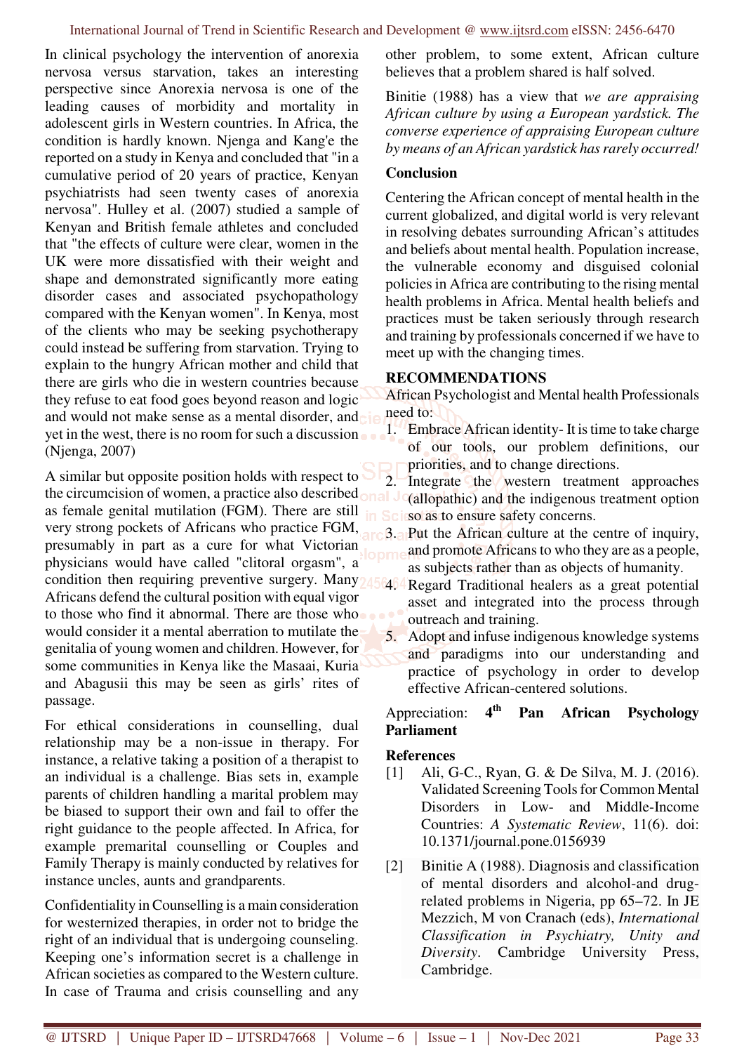In clinical psychology the intervention of anorexia nervosa versus starvation, takes an interesting perspective since Anorexia nervosa is one of the leading causes of morbidity and mortality in adolescent girls in Western countries. In Africa, the condition is hardly known. Njenga and Kang'e the reported on a study in Kenya and concluded that "in a cumulative period of 20 years of practice, Kenyan psychiatrists had seen twenty cases of anorexia nervosa". Hulley et al. (2007) studied a sample of Kenyan and British female athletes and concluded that "the effects of culture were clear, women in the UK were more dissatisfied with their weight and shape and demonstrated significantly more eating disorder cases and associated psychopathology compared with the Kenyan women". In Kenya, most of the clients who may be seeking psychotherapy could instead be suffering from starvation. Trying to explain to the hungry African mother and child that there are girls who die in western countries because they refuse to eat food goes beyond reason and logic and would not make sense as a mental disorder, and yet in the west, there is no room for such a discussion (Njenga, 2007)

A similar but opposite position holds with respect to the circumcision of women, a practice also described as female genital mutilation (FGM). There are still very strong pockets of Africans who practice FGM, presumably in part as a cure for what Victorian physicians would have called "clitoral orgasm", a condition then requiring preventive surgery. Many Africans defend the cultural position with equal vigor to those who find it abnormal. There are those who would consider it a mental aberration to mutilate the genitalia of young women and children. However, for some communities in Kenya like the Masaai, Kuria and Abagusii this may be seen as girls' rites of passage.

For ethical considerations in counselling, dual relationship may be a non-issue in therapy. For instance, a relative taking a position of a therapist to an individual is a challenge. Bias sets in, example parents of children handling a marital problem may be biased to support their own and fail to offer the right guidance to the people affected. In Africa, for example premarital counselling or Couples and Family Therapy is mainly conducted by relatives for instance uncles, aunts and grandparents.

Confidentiality in Counselling is a main consideration for westernized therapies, in order not to bridge the right of an individual that is undergoing counseling. Keeping one's information secret is a challenge in African societies as compared to the Western culture. In case of Trauma and crisis counselling and any other problem, to some extent, African culture believes that a problem shared is half solved.

Binitie (1988) has a view that *we are appraising African culture by using a European yardstick. The converse experience of appraising European culture by means of an African yardstick has rarely occurred!*

## Conclusion

Centering the African concept of mental health in the current globalized, and digital world is very relevant in resolving debates surrounding African's attitudes and beliefs about mental health. Population increase, the vulnerable economy and disguised colonial policies in Africa are contributing to the rising mental health problems in Africa. Mental health beliefs and practices must be taken seriously through research and training by professionals concerned if we have to meet up with the changing times.

## RECOMMENDATIONS

African Psychologist and Mental health Professionals need to:

1. Embrace African identity- It is time to take charge of our tools, our problem definitions, our priorities, and to change directions.
2. Integrate the western treatment approaches (allopathic) and the indigenous treatment option so as to ensure safety concerns.
3. Put the African culture at the centre of inquiry, and promote Africans to who they are as a people, as subjects rather than as objects of humanity.
4. Regard Traditional healers as a great potential asset and integrated into the process through outreach and training.
5. Adopt and infuse indigenous knowledge systems and paradigms into our understanding and practice of psychology in order to develop effective African-centered solutions.

Appreciation: **4th Pan African Psychology Parliament**

## References

[1] Ali, G-C., Ryan, G. & De Silva, M. J. (2016). Validated Screening Tools for Common Mental Disorders in Low- and Middle-Income Countries: *A Systematic Review*, 11(6). doi: 10.1371/journal.pone.0156939

[2] Binitie A (1988). Diagnosis and classification of mental disorders and alcohol-and drug-related problems in Nigeria, pp 65–72. In JE Mezzich, M von Cranach (eds), *International Classification in Psychiatry, Unity and Diversity*. Cambridge University Press, Cambridge.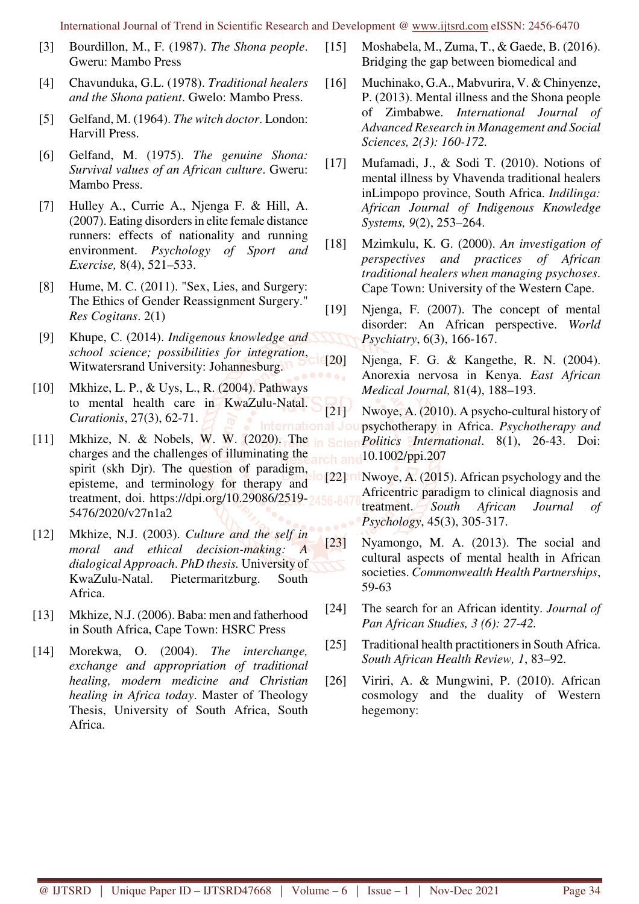[3] Bourdillon, M., F. (1987). *The Shona people*. Gweru: Mambo Press

[4] Chavunduka, G.L. (1978). *Traditional healers and the Shona patient*. Gwelo: Mambo Press.

[5] Gelfand, M. (1964). *The witch doctor*. London: Harvill Press.

[6] Gelfand, M. (1975). *The genuine Shona: Survival values of an African culture*. Gweru: Mambo Press.

[7] Hulley A., Currie A., Njenga F. & Hill, A. (2007). Eating disorders in elite female distance runners: effects of nationality and running environment. *Psychology of Sport and Exercise,* 8(4), 521–533.

[8] Hume, M. C. (2011). "Sex, Lies, and Surgery: The Ethics of Gender Reassignment Surgery." *Res Cogitans*. 2(1)

[9] Khupe, C. (2014). *Indigenous knowledge and school science; possibilities for integration*, Witwatersrand University: Johannesburg.

[10] Mkhize, L. P., & Uys, L., R. (2004). Pathways to mental health care in KwaZulu-Natal. *Curationis*, 27(3), 62-71.

[11] Mkhize, N. & Nobels, W. W. (2020). The charges and the challenges of illuminating the spirit (skh Djr). The question of paradigm, episteme, and terminology for therapy and treatment, doi. https://dpi.org/10.29086/2519-5476/2020/v27n1a2

[12] Mkhize, N.J. (2003). *Culture and the self in moral and ethical decision-making: A dialogical Approach*. *PhD thesis.* University of KwaZulu-Natal. Pietermaritzburg. South Africa.

[13] Mkhize, N.J. (2006). Baba: men and fatherhood in South Africa, Cape Town: HSRC Press

[14] Morekwa, O. (2004). *The interchange, exchange and appropriation of traditional healing, modern medicine and Christian healing in Africa today*. Master of Theology Thesis, University of South Africa, South Africa.

[15] Moshabela, M., Zuma, T., & Gaede, B. (2016). Bridging the gap between biomedical and

[16] Muchinako, G.A., Mabvurira, V. & Chinyenze, P. (2013). Mental illness and the Shona people of Zimbabwe. *International Journal of Advanced Research in Management and Social Sciences, 2(3): 160-172.*

[17] Mufamadi, J., & Sodi T. (2010). Notions of mental illness by Vhavenda traditional healers inLimpopo province, South Africa. *Indilinga: African Journal of Indigenous Knowledge Systems, 9*(2), 253–264.

[18] Mzimkulu, K. G. (2000). *An investigation of perspectives and practices of African traditional healers when managing psychoses*. Cape Town: University of the Western Cape.

[19] Njenga, F. (2007). The concept of mental disorder: An African perspective. *World Psychiatry*, 6(3), 166-167.

[20] Njenga, F. G. & Kangethe, R. N. (2004). Anorexia nervosa in Kenya. *East African Medical Journal,* 81(4), 188–193.

[21] Nwoye, A. (2010). A psycho-cultural history of psychotherapy in Africa. *Psychotherapy and Politics International*. 8(1), 26-43. Doi: 10.1002/ppi.207

[22] Nwoye, A. (2015). African psychology and the Africentric paradigm to clinical diagnosis and treatment. *South African Journal of Psychology*, 45(3), 305-317.

[23] Nyamongo, M. A. (2013). The social and cultural aspects of mental health in African societies. *Commonwealth Health Partnerships*, 59-63

[24] The search for an African identity. *Journal of Pan African Studies, 3 (6): 27-42.*

[25] Traditional health practitioners in South Africa. *South African Health Review, 1*, 83–92.

[26] Viriri, A. & Mungwini, P. (2010). African cosmology and the duality of Western hegemony: